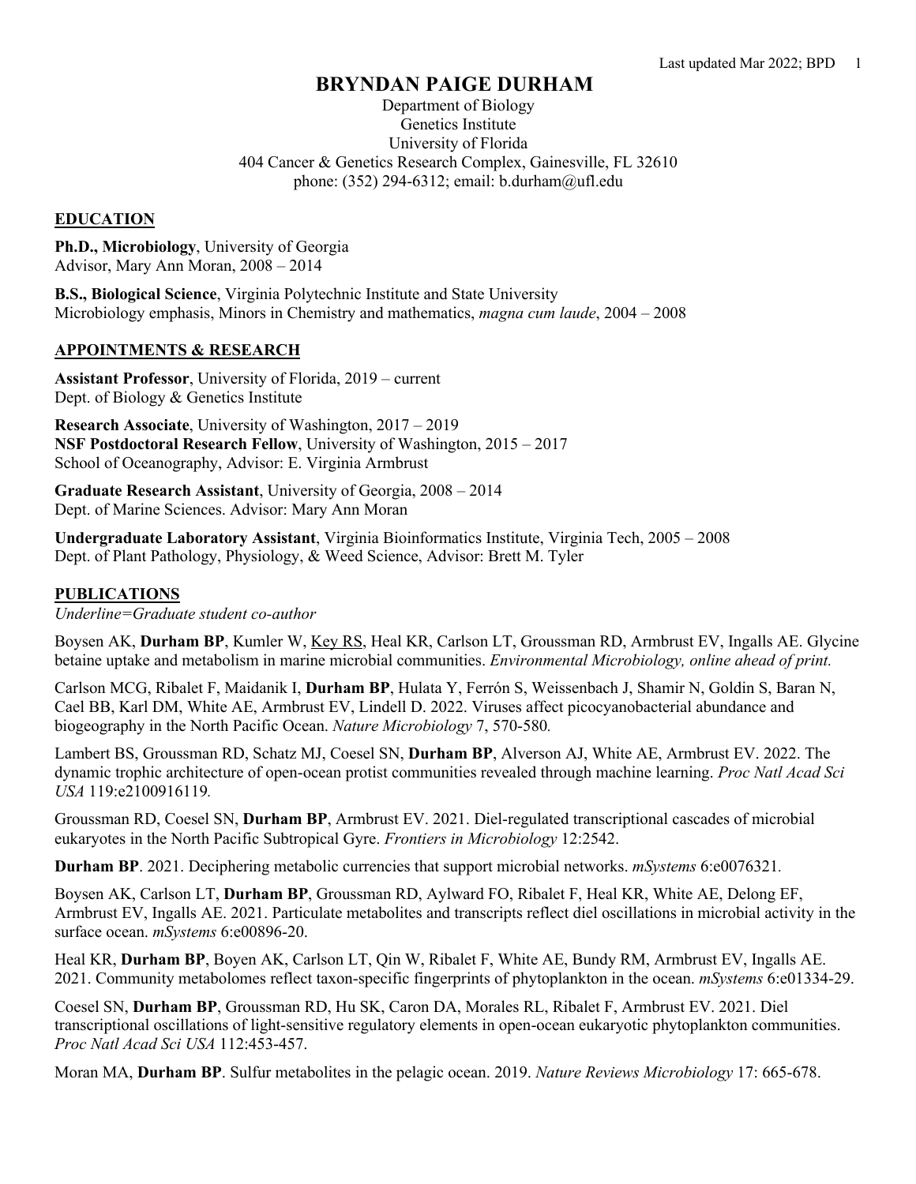# BRYNDAN PAIGE DURHAM

Department of Biology
Genetics Institute
University of Florida
404 Cancer & Genetics Research Complex, Gainesville, FL 32610
phone: (352) 294-6312; email: b.durham@ufl.edu

## EDUCATION

**Ph.D., Microbiology**, University of Georgia
Advisor, Mary Ann Moran, 2008 – 2014

**B.S., Biological Science**, Virginia Polytechnic Institute and State University
Microbiology emphasis, Minors in Chemistry and mathematics, *magna cum laude*, 2004 – 2008

## APPOINTMENTS & RESEARCH

**Assistant Professor**, University of Florida, 2019 – current
Dept. of Biology & Genetics Institute

**Research Associate**, University of Washington, 2017 – 2019
**NSF Postdoctoral Research Fellow**, University of Washington, 2015 – 2017
School of Oceanography, Advisor: E. Virginia Armbrust

**Graduate Research Assistant**, University of Georgia, 2008 – 2014
Dept. of Marine Sciences. Advisor: Mary Ann Moran

**Undergraduate Laboratory Assistant**, Virginia Bioinformatics Institute, Virginia Tech, 2005 – 2008
Dept. of Plant Pathology, Physiology, & Weed Science, Advisor: Brett M. Tyler

## PUBLICATIONS

*Underline=Graduate student co-author*

Boysen AK, **Durham BP**, Kumler W, <u>Key RS</u>, Heal KR, Carlson LT, Groussman RD, Armbrust EV, Ingalls AE. Glycine betaine uptake and metabolism in marine microbial communities. *Environmental Microbiology, online ahead of print.*

Carlson MCG, Ribalet F, Maidanik I, **Durham BP**, Hulata Y, Ferrón S, Weissenbach J, Shamir N, Goldin S, Baran N, Cael BB, Karl DM, White AE, Armbrust EV, Lindell D. 2022. Viruses affect picocyanobacterial abundance and biogeography in the North Pacific Ocean. *Nature Microbiology* 7, 570-580*.*

Lambert BS, Groussman RD, Schatz MJ, Coesel SN, **Durham BP**, Alverson AJ, White AE, Armbrust EV. 2022. The dynamic trophic architecture of open-ocean protist communities revealed through machine learning. *Proc Natl Acad Sci USA* 119:e2100916119*.*

Groussman RD, Coesel SN, **Durham BP**, Armbrust EV. 2021. Diel-regulated transcriptional cascades of microbial eukaryotes in the North Pacific Subtropical Gyre. *Frontiers in Microbiology* 12:2542.

**Durham BP**. 2021. Deciphering metabolic currencies that support microbial networks. *mSystems* 6:e0076321*.*

Boysen AK, Carlson LT, **Durham BP**, Groussman RD, Aylward FO, Ribalet F, Heal KR, White AE, Delong EF, Armbrust EV, Ingalls AE. 2021. Particulate metabolites and transcripts reflect diel oscillations in microbial activity in the surface ocean. *mSystems* 6:e00896-20.

Heal KR, **Durham BP**, Boyen AK, Carlson LT, Qin W, Ribalet F, White AE, Bundy RM, Armbrust EV, Ingalls AE. 2021. Community metabolomes reflect taxon-specific fingerprints of phytoplankton in the ocean. *mSystems* 6:e01334-29.

Coesel SN, **Durham BP**, Groussman RD, Hu SK, Caron DA, Morales RL, Ribalet F, Armbrust EV. 2021. Diel transcriptional oscillations of light-sensitive regulatory elements in open-ocean eukaryotic phytoplankton communities. *Proc Natl Acad Sci USA* 112:453-457.

Moran MA, **Durham BP**. Sulfur metabolites in the pelagic ocean. 2019. *Nature Reviews Microbiology* 17: 665-678.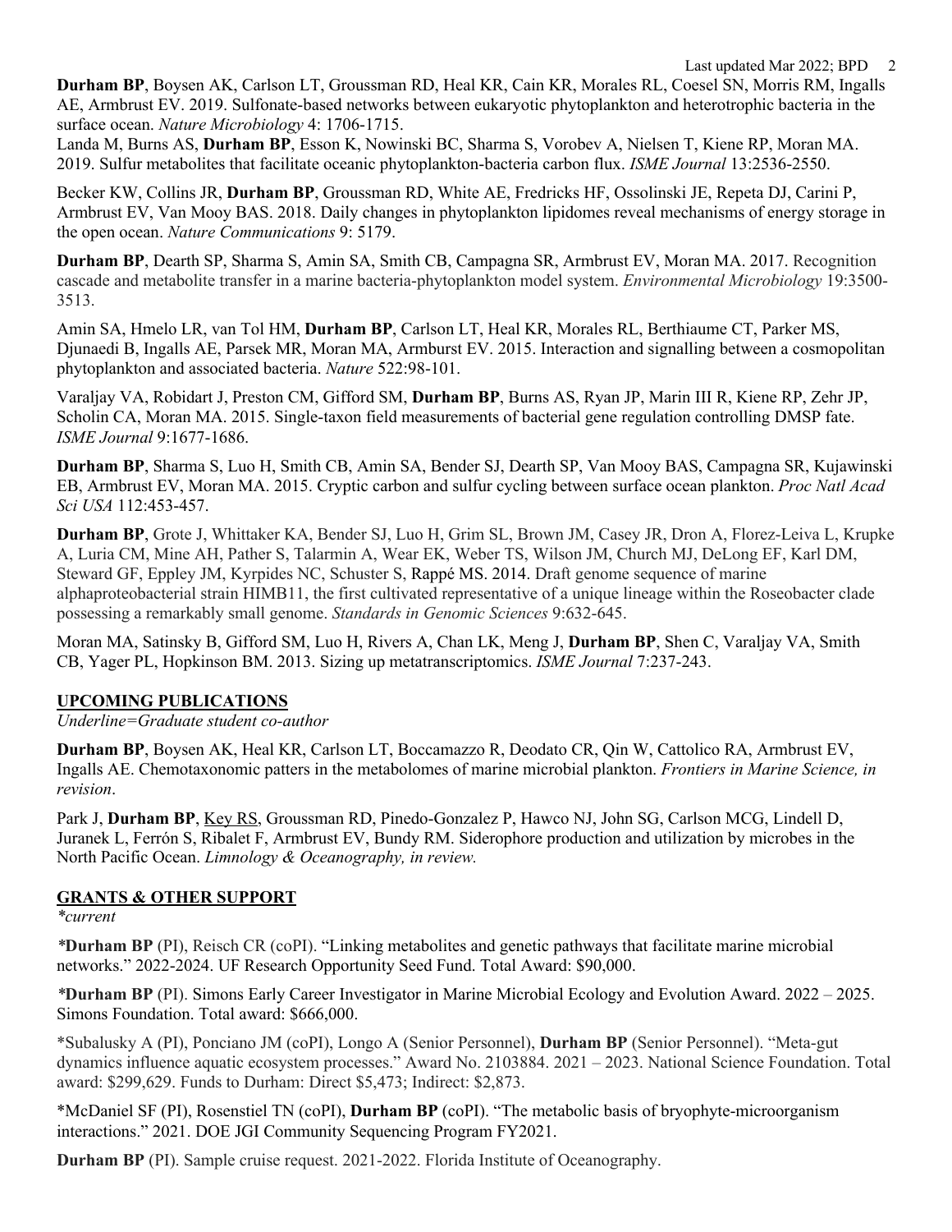**Durham BP**, Boysen AK, Carlson LT, Groussman RD, Heal KR, Cain KR, Morales RL, Coesel SN, Morris RM, Ingalls AE, Armbrust EV. 2019. Sulfonate-based networks between eukaryotic phytoplankton and heterotrophic bacteria in the surface ocean. *Nature Microbiology* 4: 1706-1715.

Landa M, Burns AS, **Durham BP**, Esson K, Nowinski BC, Sharma S, Vorobev A, Nielsen T, Kiene RP, Moran MA. 2019. Sulfur metabolites that facilitate oceanic phytoplankton-bacteria carbon flux. *ISME Journal* 13:2536-2550.

Becker KW, Collins JR, **Durham BP**, Groussman RD, White AE, Fredricks HF, Ossolinski JE, Repeta DJ, Carini P, Armbrust EV, Van Mooy BAS. 2018. Daily changes in phytoplankton lipidomes reveal mechanisms of energy storage in the open ocean. *Nature Communications* 9: 5179.

**Durham BP**, Dearth SP, Sharma S, Amin SA, Smith CB, Campagna SR, Armbrust EV, Moran MA. 2017. Recognition cascade and metabolite transfer in a marine bacteria-phytoplankton model system. *Environmental Microbiology* 19:3500-3513.

Amin SA, Hmelo LR, van Tol HM, **Durham BP**, Carlson LT, Heal KR, Morales RL, Berthiaume CT, Parker MS, Djunaedi B, Ingalls AE, Parsek MR, Moran MA, Armburst EV. 2015. Interaction and signalling between a cosmopolitan phytoplankton and associated bacteria. *Nature* 522:98-101.

Varaljay VA, Robidart J, Preston CM, Gifford SM, **Durham BP**, Burns AS, Ryan JP, Marin III R, Kiene RP, Zehr JP, Scholin CA, Moran MA. 2015. Single-taxon field measurements of bacterial gene regulation controlling DMSP fate. *ISME Journal* 9:1677-1686.

**Durham BP**, Sharma S, Luo H, Smith CB, Amin SA, Bender SJ, Dearth SP, Van Mooy BAS, Campagna SR, Kujawinski EB, Armbrust EV, Moran MA. 2015. Cryptic carbon and sulfur cycling between surface ocean plankton. *Proc Natl Acad Sci USA* 112:453-457.

**Durham BP**, Grote J, Whittaker KA, Bender SJ, Luo H, Grim SL, Brown JM, Casey JR, Dron A, Florez-Leiva L, Krupke A, Luria CM, Mine AH, Pather S, Talarmin A, Wear EK, Weber TS, Wilson JM, Church MJ, DeLong EF, Karl DM, Steward GF, Eppley JM, Kyrpides NC, Schuster S, Rappé MS. 2014. Draft genome sequence of marine alphaproteobacterial strain HIMB11, the first cultivated representative of a unique lineage within the Roseobacter clade possessing a remarkably small genome. *Standards in Genomic Sciences* 9:632-645.

Moran MA, Satinsky B, Gifford SM, Luo H, Rivers A, Chan LK, Meng J, **Durham BP**, Shen C, Varaljay VA, Smith CB, Yager PL, Hopkinson BM. 2013. Sizing up metatranscriptomics. *ISME Journal* 7:237-243.

## UPCOMING PUBLICATIONS

*Underline=Graduate student co-author*

**Durham BP**, Boysen AK, Heal KR, Carlson LT, Boccamazzo R, Deodato CR, Qin W, Cattolico RA, Armbrust EV, Ingalls AE. Chemotaxonomic patters in the metabolomes of marine microbial plankton. *Frontiers in Marine Science, in revision*.

Park J, **Durham BP**, <u>Key RS</u>, Groussman RD, Pinedo-Gonzalez P, Hawco NJ, John SG, Carlson MCG, Lindell D, Juranek L, Ferrón S, Ribalet F, Armbrust EV, Bundy RM. Siderophore production and utilization by microbes in the North Pacific Ocean. *Limnology & Oceanography, in review.*

## GRANTS & OTHER SUPPORT

*\*current*

\***Durham BP** (PI), Reisch CR (coPI). "Linking metabolites and genetic pathways that facilitate marine microbial networks." 2022-2024. UF Research Opportunity Seed Fund. Total Award: $90,000.

\***Durham BP** (PI). Simons Early Career Investigator in Marine Microbial Ecology and Evolution Award. 2022 – 2025. Simons Foundation. Total award: $666,000.

\*Subalusky A (PI), Ponciano JM (coPI), Longo A (Senior Personnel), **Durham BP** (Senior Personnel). "Meta-gut dynamics influence aquatic ecosystem processes." Award No. 2103884. 2021 – 2023. National Science Foundation. Total award: $299,629. Funds to Durham: Direct $5,473; Indirect: $2,873.

\*McDaniel SF (PI), Rosenstiel TN (coPI), **Durham BP** (coPI). "The metabolic basis of bryophyte-microorganism interactions." 2021. DOE JGI Community Sequencing Program FY2021.

**Durham BP** (PI). Sample cruise request. 2021-2022. Florida Institute of Oceanography.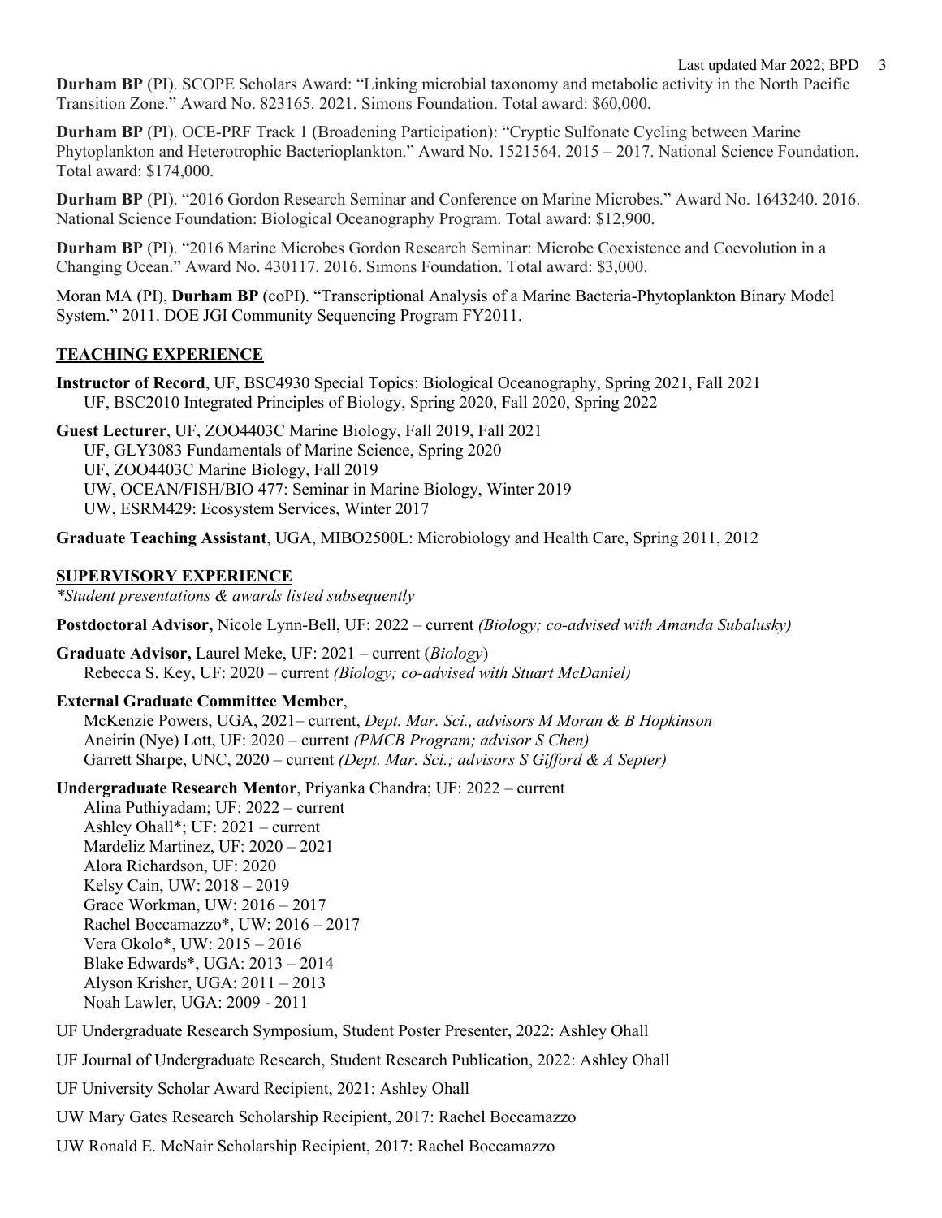**Durham BP** (PI). SCOPE Scholars Award: "Linking microbial taxonomy and metabolic activity in the North Pacific Transition Zone." Award No. 823165. 2021. Simons Foundation. Total award: $60,000.

**Durham BP** (PI). OCE-PRF Track 1 (Broadening Participation): "Cryptic Sulfonate Cycling between Marine Phytoplankton and Heterotrophic Bacterioplankton." Award No. 1521564. 2015 – 2017. National Science Foundation. Total award: $174,000.

**Durham BP** (PI). "2016 Gordon Research Seminar and Conference on Marine Microbes." Award No. 1643240. 2016. National Science Foundation: Biological Oceanography Program. Total award: $12,900.

**Durham BP** (PI). "2016 Marine Microbes Gordon Research Seminar: Microbe Coexistence and Coevolution in a Changing Ocean." Award No. 430117. 2016. Simons Foundation. Total award: $3,000.

Moran MA (PI), **Durham BP** (coPI). "Transcriptional Analysis of a Marine Bacteria-Phytoplankton Binary Model System." 2011. DOE JGI Community Sequencing Program FY2011.

## TEACHING EXPERIENCE

**Instructor of Record**, UF, BSC4930 Special Topics: Biological Oceanography, Spring 2021, Fall 2021
UF, BSC2010 Integrated Principles of Biology, Spring 2020, Fall 2020, Spring 2022

**Guest Lecturer**, UF, ZOO4403C Marine Biology, Fall 2019, Fall 2021
UF, GLY3083 Fundamentals of Marine Science, Spring 2020
UF, ZOO4403C Marine Biology, Fall 2019
UW, OCEAN/FISH/BIO 477: Seminar in Marine Biology, Winter 2019
UW, ESRM429: Ecosystem Services, Winter 2017

**Graduate Teaching Assistant**, UGA, MIBO2500L: Microbiology and Health Care, Spring 2011, 2012

## SUPERVISORY EXPERIENCE

*\*Student presentations & awards listed subsequently*

**Postdoctoral Advisor,** Nicole Lynn-Bell, UF: 2022 – current *(Biology; co-advised with Amanda Subalusky)*

**Graduate Advisor,** Laurel Meke, UF: 2021 – current (*Biology*)
Rebecca S. Key, UF: 2020 – current *(Biology; co-advised with Stuart McDaniel)*

**External Graduate Committee Member**,
McKenzie Powers, UGA, 2021– current, *Dept. Mar. Sci., advisors M Moran & B Hopkinson*
Aneirin (Nye) Lott, UF: 2020 – current *(PMCB Program; advisor S Chen)*
Garrett Sharpe, UNC, 2020 – current *(Dept. Mar. Sci.; advisors S Gifford & A Septer)*

**Undergraduate Research Mentor**, Priyanka Chandra; UF: 2022 – current
Alina Puthiyadam; UF: 2022 – current
Ashley Ohall*; UF: 2021 – current
Mardeliz Martinez, UF: 2020 – 2021
Alora Richardson, UF: 2020
Kelsy Cain, UW: 2018 – 2019
Grace Workman, UW: 2016 – 2017
Rachel Boccamazzo*, UW: 2016 – 2017
Vera Okolo*, UW: 2015 – 2016
Blake Edwards*, UGA: 2013 – 2014
Alyson Krisher, UGA: 2011 – 2013
Noah Lawler, UGA: 2009 - 2011

UF Undergraduate Research Symposium, Student Poster Presenter, 2022: Ashley Ohall

UF Journal of Undergraduate Research, Student Research Publication, 2022: Ashley Ohall

UF University Scholar Award Recipient, 2021: Ashley Ohall

UW Mary Gates Research Scholarship Recipient, 2017: Rachel Boccamazzo

UW Ronald E. McNair Scholarship Recipient, 2017: Rachel Boccamazzo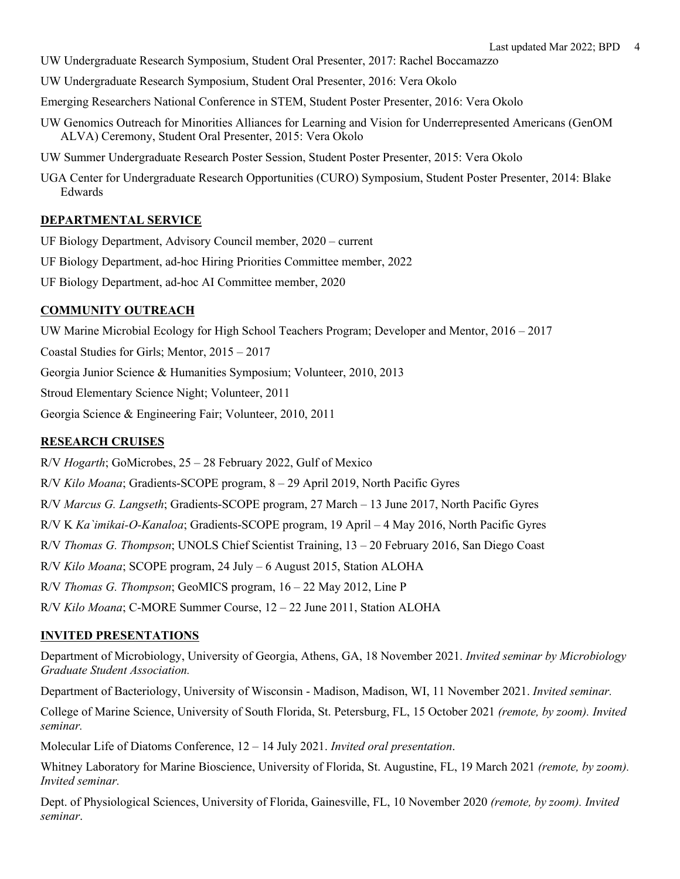UW Undergraduate Research Symposium, Student Oral Presenter, 2017: Rachel Boccamazzo

UW Undergraduate Research Symposium, Student Oral Presenter, 2016: Vera Okolo

Emerging Researchers National Conference in STEM, Student Poster Presenter, 2016: Vera Okolo

UW Genomics Outreach for Minorities Alliances for Learning and Vision for Underrepresented Americans (GenOM ALVA) Ceremony, Student Oral Presenter, 2015: Vera Okolo

UW Summer Undergraduate Research Poster Session, Student Poster Presenter, 2015: Vera Okolo

UGA Center for Undergraduate Research Opportunities (CURO) Symposium, Student Poster Presenter, 2014: Blake Edwards

## DEPARTMENTAL SERVICE

UF Biology Department, Advisory Council member, 2020 – current

UF Biology Department, ad-hoc Hiring Priorities Committee member, 2022

UF Biology Department, ad-hoc AI Committee member, 2020

## COMMUNITY OUTREACH

UW Marine Microbial Ecology for High School Teachers Program; Developer and Mentor, 2016 – 2017

Coastal Studies for Girls; Mentor, 2015 – 2017

Georgia Junior Science & Humanities Symposium; Volunteer, 2010, 2013

Stroud Elementary Science Night; Volunteer, 2011

Georgia Science & Engineering Fair; Volunteer, 2010, 2011

## RESEARCH CRUISES

R/V *Hogarth*; GoMicrobes, 25 – 28 February 2022, Gulf of Mexico

R/V *Kilo Moana*; Gradients-SCOPE program, 8 – 29 April 2019, North Pacific Gyres

R/V *Marcus G. Langseth*; Gradients-SCOPE program, 27 March – 13 June 2017, North Pacific Gyres

R/V *K Ka`imikai-O-Kanaloa*; Gradients-SCOPE program, 19 April – 4 May 2016, North Pacific Gyres

R/V *Thomas G. Thompson*; UNOLS Chief Scientist Training, 13 – 20 February 2016, San Diego Coast

R/V *Kilo Moana*; SCOPE program, 24 July – 6 August 2015, Station ALOHA

R/V *Thomas G. Thompson*; GeoMICS program, 16 – 22 May 2012, Line P

R/V *Kilo Moana*; C-MORE Summer Course, 12 – 22 June 2011, Station ALOHA

## INVITED PRESENTATIONS

Department of Microbiology, University of Georgia, Athens, GA, 18 November 2021. *Invited seminar by Microbiology Graduate Student Association.*

Department of Bacteriology, University of Wisconsin - Madison, Madison, WI, 11 November 2021. *Invited seminar.*

College of Marine Science, University of South Florida, St. Petersburg, FL, 15 October 2021 *(remote, by zoom). Invited seminar.*

Molecular Life of Diatoms Conference, 12 – 14 July 2021. *Invited oral presentation*.

Whitney Laboratory for Marine Bioscience, University of Florida, St. Augustine, FL, 19 March 2021 *(remote, by zoom). Invited seminar.*

Dept. of Physiological Sciences, University of Florida, Gainesville, FL, 10 November 2020 *(remote, by zoom). Invited seminar*.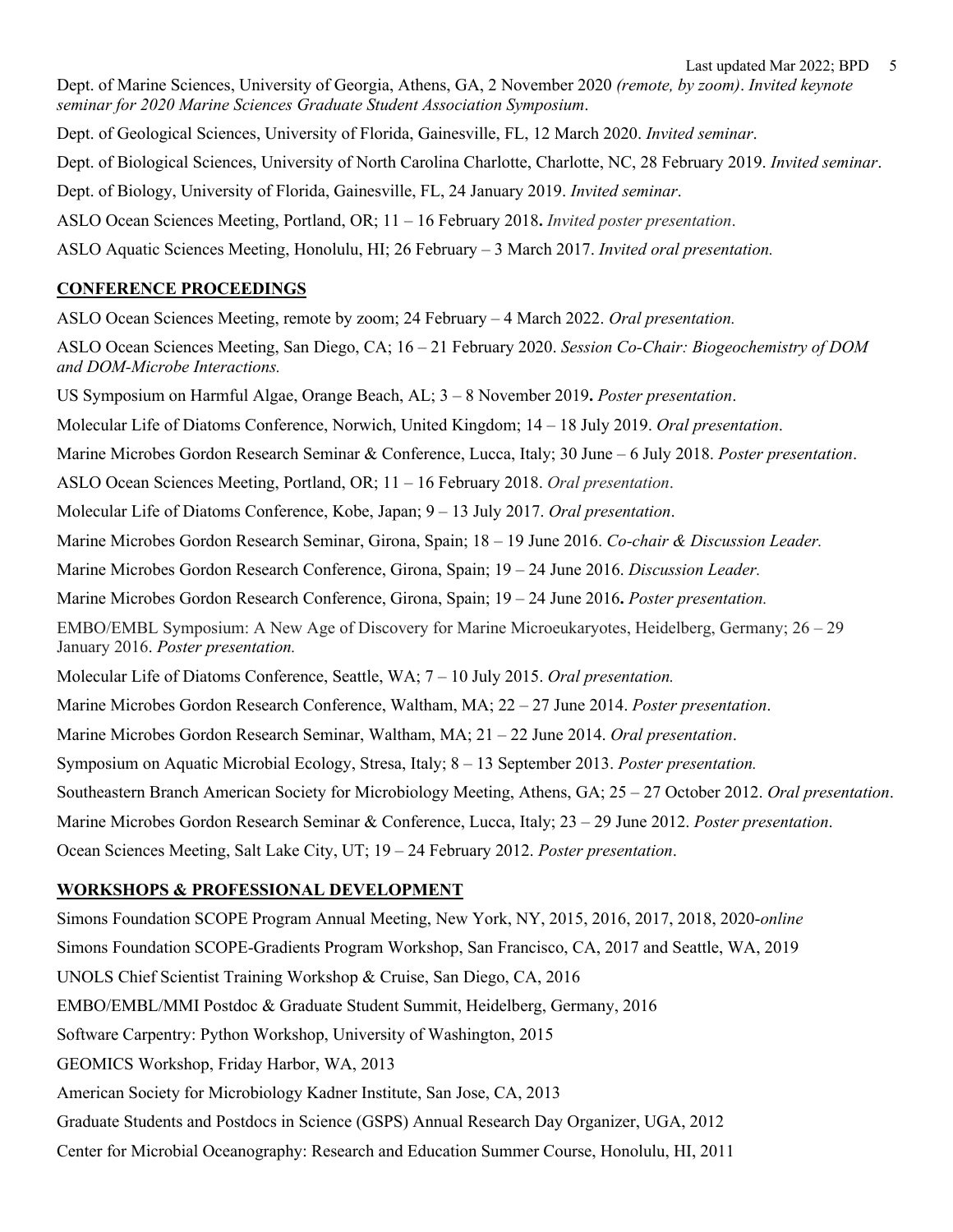Dept. of Marine Sciences, University of Georgia, Athens, GA, 2 November 2020 *(remote, by zoom)*. *Invited keynote seminar for 2020 Marine Sciences Graduate Student Association Symposium*.

Dept. of Geological Sciences, University of Florida, Gainesville, FL, 12 March 2020. *Invited seminar*.

Dept. of Biological Sciences, University of North Carolina Charlotte, Charlotte, NC, 28 February 2019. *Invited seminar*.

Dept. of Biology, University of Florida, Gainesville, FL, 24 January 2019. *Invited seminar*.

ASLO Ocean Sciences Meeting, Portland, OR; 11 – 16 February 2018**.** *Invited poster presentation*.

ASLO Aquatic Sciences Meeting, Honolulu, HI; 26 February – 3 March 2017. *Invited oral presentation.*

## **CONFERENCE PROCEEDINGS**

ASLO Ocean Sciences Meeting, remote by zoom; 24 February – 4 March 2022. *Oral presentation.*

ASLO Ocean Sciences Meeting, San Diego, CA; 16 – 21 February 2020. *Session Co-Chair: Biogeochemistry of DOM and DOM-Microbe Interactions.*

US Symposium on Harmful Algae, Orange Beach, AL; 3 – 8 November 2019**.** *Poster presentation*.

Molecular Life of Diatoms Conference, Norwich, United Kingdom; 14 – 18 July 2019. *Oral presentation*.

Marine Microbes Gordon Research Seminar & Conference, Lucca, Italy; 30 June – 6 July 2018. *Poster presentation*.

ASLO Ocean Sciences Meeting, Portland, OR; 11 – 16 February 2018. *Oral presentation*.

Molecular Life of Diatoms Conference, Kobe, Japan; 9 – 13 July 2017. *Oral presentation*.

Marine Microbes Gordon Research Seminar, Girona, Spain; 18 – 19 June 2016. *Co-chair & Discussion Leader.*

Marine Microbes Gordon Research Conference, Girona, Spain; 19 – 24 June 2016. *Discussion Leader.*

Marine Microbes Gordon Research Conference, Girona, Spain; 19 – 24 June 2016**.** *Poster presentation.*

EMBO/EMBL Symposium: A New Age of Discovery for Marine Microeukaryotes, Heidelberg, Germany; 26 – 29 January 2016. *Poster presentation.*

Molecular Life of Diatoms Conference, Seattle, WA; 7 – 10 July 2015. *Oral presentation.*

Marine Microbes Gordon Research Conference, Waltham, MA; 22 – 27 June 2014. *Poster presentation*.

Marine Microbes Gordon Research Seminar, Waltham, MA; 21 – 22 June 2014. *Oral presentation*.

Symposium on Aquatic Microbial Ecology, Stresa, Italy; 8 – 13 September 2013. *Poster presentation.*

Southeastern Branch American Society for Microbiology Meeting, Athens, GA; 25 – 27 October 2012. *Oral presentation*.

Marine Microbes Gordon Research Seminar & Conference, Lucca, Italy; 23 – 29 June 2012. *Poster presentation*.

Ocean Sciences Meeting, Salt Lake City, UT; 19 – 24 February 2012. *Poster presentation*.

## **WORKSHOPS & PROFESSIONAL DEVELOPMENT**

Simons Foundation SCOPE Program Annual Meeting, New York, NY, 2015, 2016, 2017, 2018, 2020-*online*

Simons Foundation SCOPE-Gradients Program Workshop, San Francisco, CA, 2017 and Seattle, WA, 2019

UNOLS Chief Scientist Training Workshop & Cruise, San Diego, CA, 2016

EMBO/EMBL/MMI Postdoc & Graduate Student Summit, Heidelberg, Germany, 2016

Software Carpentry: Python Workshop, University of Washington, 2015

GEOMICS Workshop, Friday Harbor, WA, 2013

American Society for Microbiology Kadner Institute, San Jose, CA, 2013

Graduate Students and Postdocs in Science (GSPS) Annual Research Day Organizer, UGA, 2012

Center for Microbial Oceanography: Research and Education Summer Course, Honolulu, HI, 2011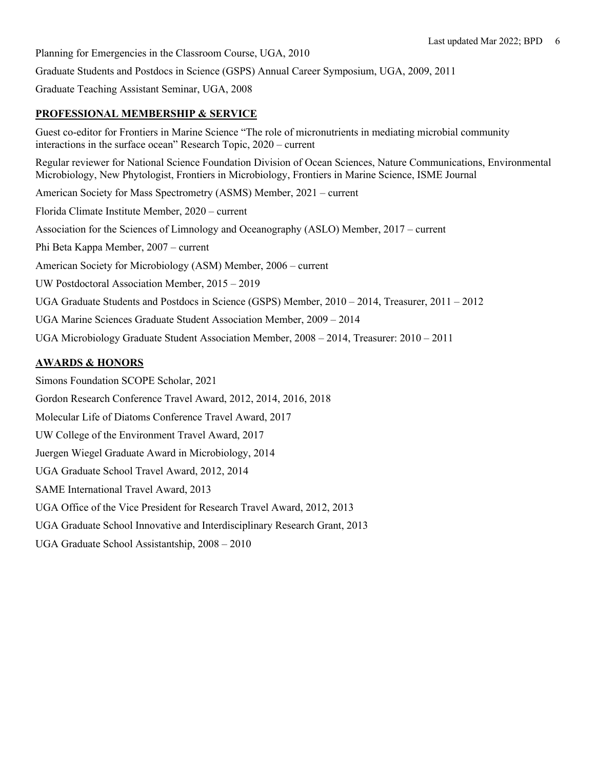Planning for Emergencies in the Classroom Course, UGA, 2010

Graduate Students and Postdocs in Science (GSPS) Annual Career Symposium, UGA, 2009, 2011

Graduate Teaching Assistant Seminar, UGA, 2008

## PROFESSIONAL MEMBERSHIP & SERVICE

Guest co-editor for Frontiers in Marine Science "The role of micronutrients in mediating microbial community interactions in the surface ocean" Research Topic, 2020 – current

Regular reviewer for National Science Foundation Division of Ocean Sciences, Nature Communications, Environmental Microbiology, New Phytologist, Frontiers in Microbiology, Frontiers in Marine Science, ISME Journal

American Society for Mass Spectrometry (ASMS) Member, 2021 – current

Florida Climate Institute Member, 2020 – current

Association for the Sciences of Limnology and Oceanography (ASLO) Member, 2017 – current

Phi Beta Kappa Member, 2007 – current

American Society for Microbiology (ASM) Member, 2006 – current

UW Postdoctoral Association Member, 2015 – 2019

UGA Graduate Students and Postdocs in Science (GSPS) Member, 2010 – 2014, Treasurer, 2011 – 2012

UGA Marine Sciences Graduate Student Association Member, 2009 – 2014

UGA Microbiology Graduate Student Association Member, 2008 – 2014, Treasurer: 2010 – 2011

## AWARDS & HONORS

Simons Foundation SCOPE Scholar, 2021

Gordon Research Conference Travel Award, 2012, 2014, 2016, 2018

Molecular Life of Diatoms Conference Travel Award, 2017

UW College of the Environment Travel Award, 2017

Juergen Wiegel Graduate Award in Microbiology, 2014

UGA Graduate School Travel Award, 2012, 2014

SAME International Travel Award, 2013

UGA Office of the Vice President for Research Travel Award, 2012, 2013

UGA Graduate School Innovative and Interdisciplinary Research Grant, 2013

UGA Graduate School Assistantship, 2008 – 2010